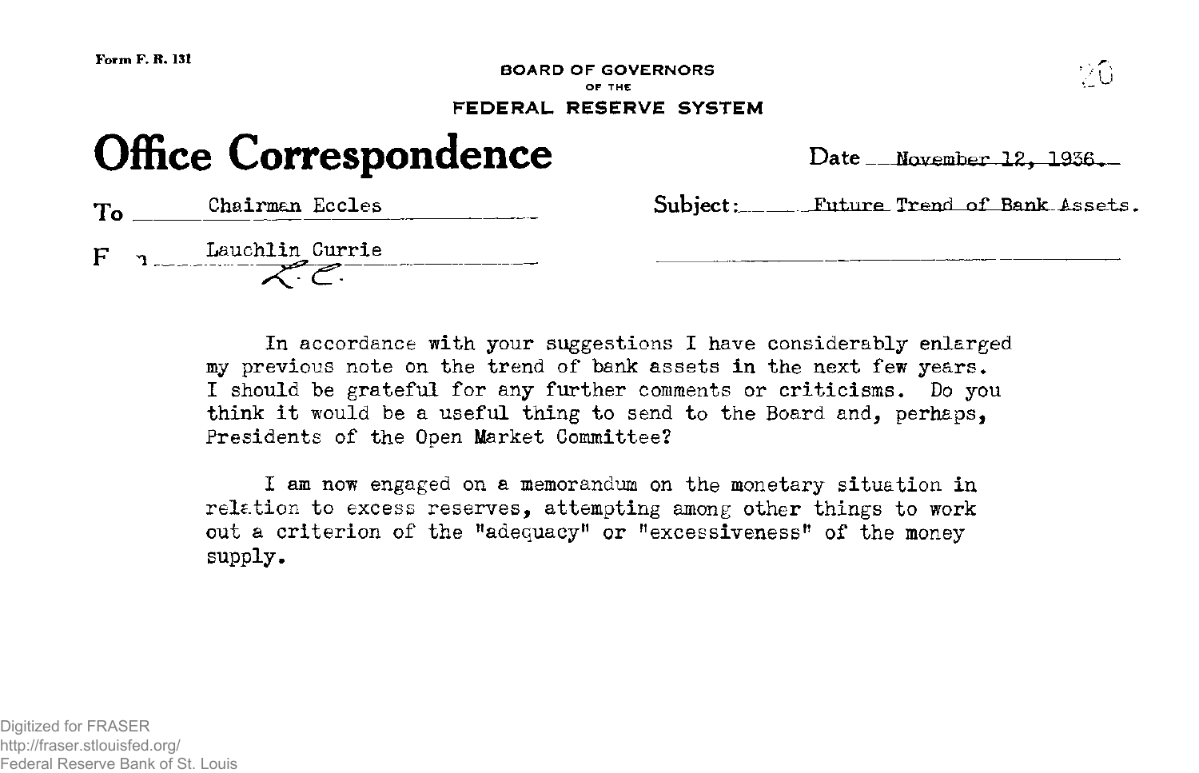Form F. R. 131

BOARD OF GOVERNORS
OF THE
FEDERAL RESERVE SYSTEM

# Office Correspondence

Date November 12, 1936.

To Chairman Eccles

From Lauchlin Currie
L. C.

Subject: Future Trend of Bank Assets.

In accordance with your suggestions I have considerably enlarged my previous note on the trend of bank assets in the next few years. I should be grateful for any further comments or criticisms. Do you think it would be a useful thing to send to the Board and, perhaps, Presidents of the Open Market Committee?

I am now engaged on a memorandum on the monetary situation in relation to excess reserves, attempting among other things to work out a criterion of the "adequacy" or "excessiveness" of the money supply.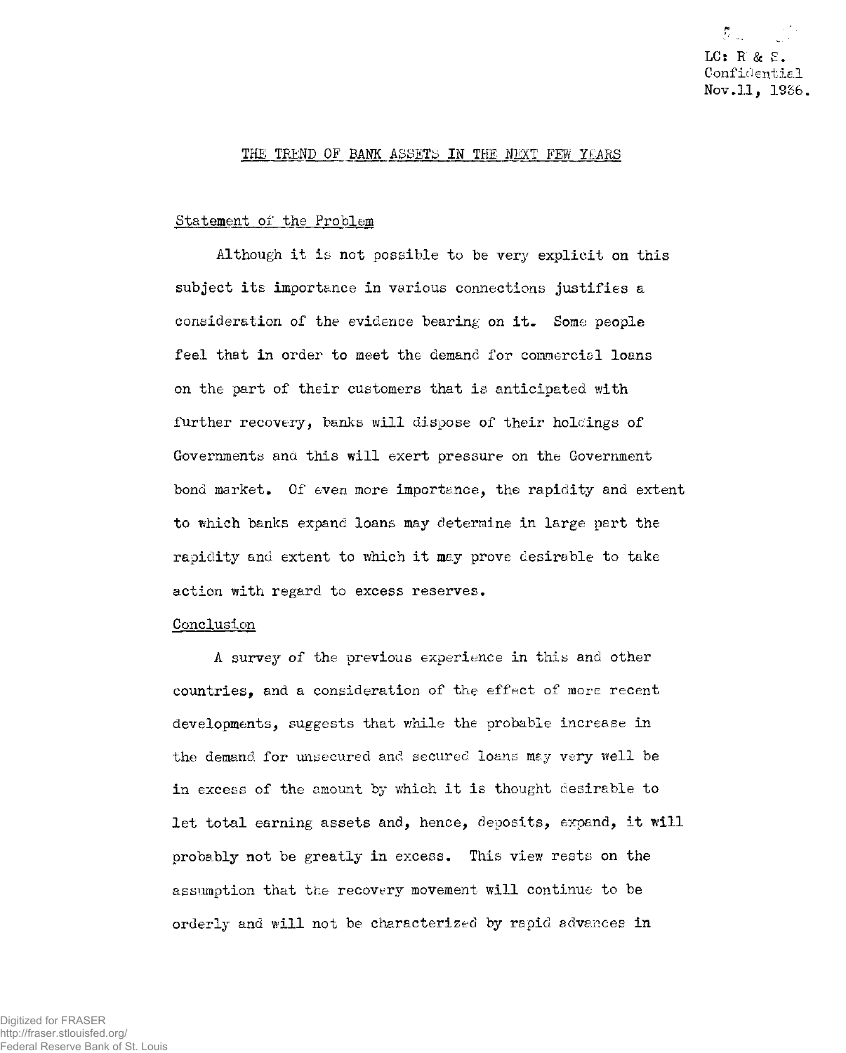LC: R & S.
Confidential
Nov.11, 1936.

# THE TREND OF BANK ASSETS IN THE NEXT FEW YEARS

## Statement of the Problem

Although it is not possible to be very explicit on this subject its importance in various connections justifies a consideration of the evidence bearing on it. Some people feel that in order to meet the demand for commercial loans on the part of their customers that is anticipated with further recovery, banks will dispose of their holdings of Governments and this will exert pressure on the Government bond market. Of even more importance, the rapidity and extent to which banks expand loans may determine in large part the rapidity and extent to which it may prove desirable to take action with regard to excess reserves.

## Conclusion

A survey of the previous experience in this and other countries, and a consideration of the effect of more recent developments, suggests that while the probable increase in the demand for unsecured and secured loans may very well be in excess of the amount by which it is thought desirable to let total earning assets and, hence, deposits, expand, it will probably not be greatly in excess. This view rests on the assumption that the recovery movement will continue to be orderly and will not be characterized by rapid advances in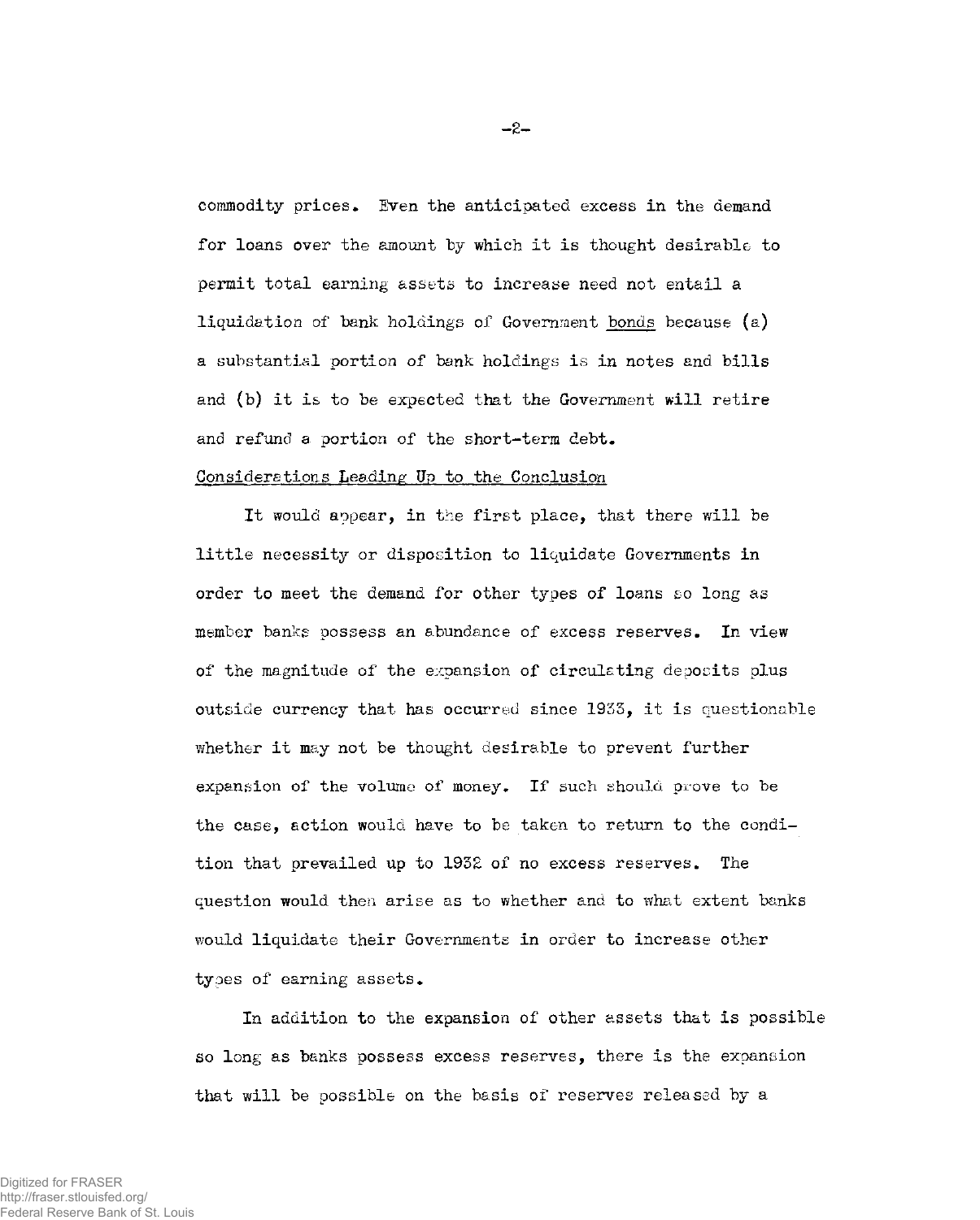commodity prices. Even the anticipated excess in the demand for loans over the amount by which it is thought desirable to permit total earning assets to increase need not entail a liquidation of bank holdings of Government bonds because (a) a substantial portion of bank holdings is in notes and bills and (b) it is to be expected that the Government will retire and refund a portion of the short-term debt.

## Considerations Leading Up to the Conclusion

It would appear, in the first place, that there will be little necessity or disposition to liquidate Governments in order to meet the demand for other types of loans so long as member banks possess an abundance of excess reserves. In view of the magnitude of the expansion of circulating deposits plus outside currency that has occurred since 1933, it is questionable whether it may not be thought desirable to prevent further expansion of the volume of money. If such should prove to be the case, action would have to be taken to return to the condition that prevailed up to 1932 of no excess reserves. The question would then arise as to whether and to what extent banks would liquidate their Governments in order to increase other types of earning assets.

In addition to the expansion of other assets that is possible so long as banks possess excess reserves, there is the expansion that will be possible on the basis of reserves released by a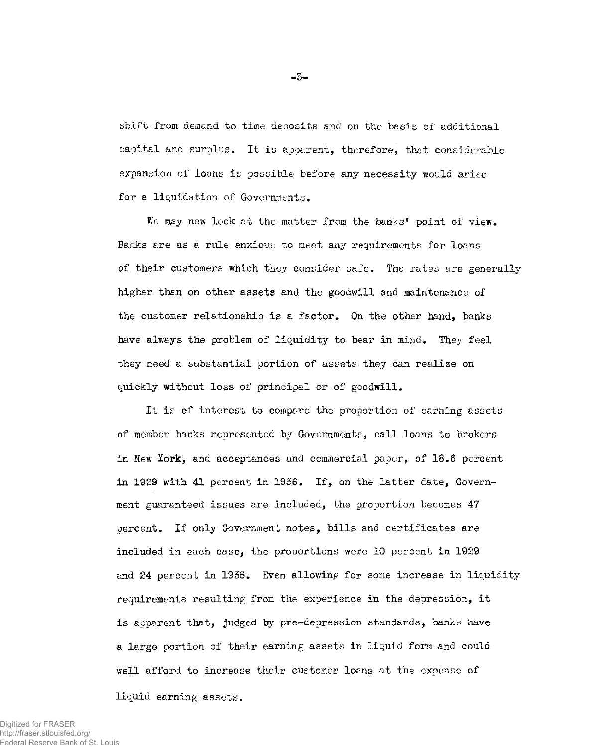shift from demand to time deposits and on the basis of additional capital and surplus. It is apparent, therefore, that considerable expansion of loans is possible before any necessity would arise for a liquidation of Governments.

We may now look at the matter from the banks' point of view. Banks are as a rule anxious to meet any requirements for loans of their customers which they consider safe. The rates are generally higher than on other assets and the goodwill and maintenance of the customer relationship is a factor. On the other hand, banks have always the problem of liquidity to bear in mind. They feel they need a substantial portion of assets they can realize on quickly without loss of principal or of goodwill.

It is of interest to compare the proportion of earning assets of member banks represented by Governments, call loans to brokers in New York, and acceptances and commercial paper, of 18.6 percent in 1929 with 41 percent in 1936. If, on the latter date, Government guaranteed issues are included, the proportion becomes 47 percent. If only Government notes, bills and certificates are included in each case, the proportions were 10 percent in 1929 and 24 percent in 1936. Even allowing for some increase in liquidity requirements resulting from the experience in the depression, it is apparent that, judged by pre-depression standards, banks have a large portion of their earning assets in liquid form and could well afford to increase their customer loans at the expense of liquid earning assets.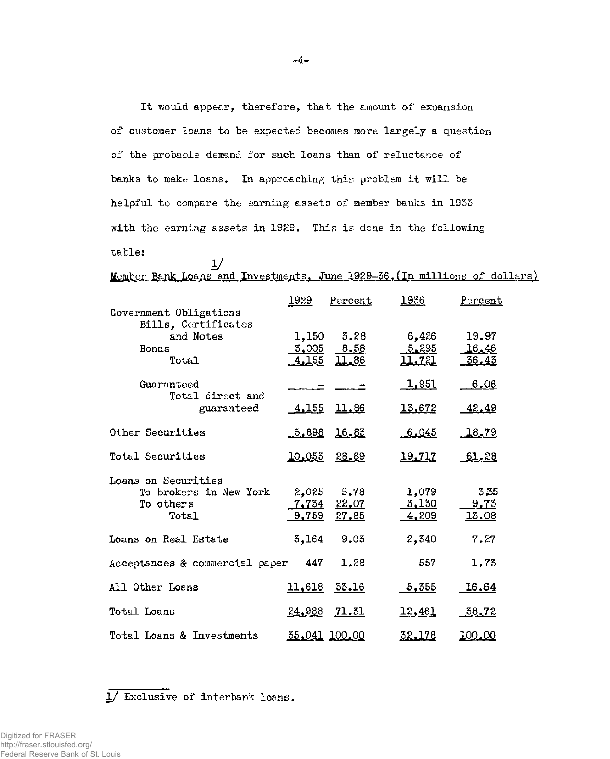It would appear, therefore, that the amount of expansion of customer loans to be expected becomes more largely a question of the probable demand for such loans than of reluctance of banks to make loans. In approaching this problem it will be helpful to compare the earning assets of member banks in 1933 with the earning assets in 1929. This is done in the following table:

Member Bank Loans and Investments, June 1929-36.[1] (In millions of dollars)

| | 1929 | Percent | 1936 | Percent |
|---|---|---|---|---|
| Government Obligations | | | | |
| Bills, Certificates and Notes | 1,150 | 3.28 | 6,426 | 19.97 |
| Bonds | 3,005 | 8.58 | 5,295 | 16.46 |
| Total | 4,155 | 11.86 | 11,721 | 36.43 |
| Guaranteed | - | - | 1,951 | 6.06 |
| Total direct and guaranteed | 4,155 | 11.86 | 13,672 | 42.49 |
| Other Securities | 5,898 | 16.83 | 6,045 | 18.79 |
| Total Securities | 10,053 | 28.69 | 19,717 | 61.28 |
| Loans on Securities | | | | |
| To brokers in New York | 2,025 | 5.78 | 1,079 | 3.35 |
| To others | 7,734 | 22.07 | 3,130 | 9.73 |
| Total | 9,759 | 27.85 | 4,209 | 13.08 |
| Loans on Real Estate | 3,164 | 9.03 | 2,340 | 7.27 |
| Acceptances & commercial paper | 447 | 1.28 | 557 | 1.73 |
| All Other Loans | 11,618 | 33.16 | 5,355 | 16.64 |
| Total Loans | 24,988 | 71.31 | 12,461 | 38.72 |
| Total Loans & Investments | 35,041 | 100.00 | 32,178 | 100.00 |

[1] Exclusive of interbank loans.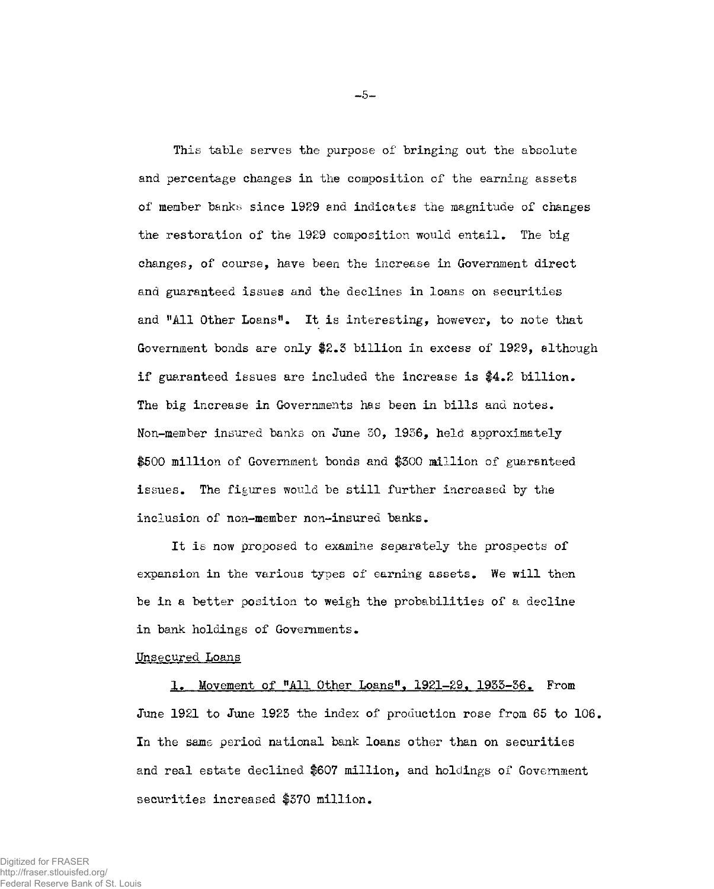This table serves the purpose of bringing out the absolute and percentage changes in the composition of the earning assets of member banks since 1929 and indicates the magnitude of changes the restoration of the 1929 composition would entail. The big changes, of course, have been the increase in Government direct and guaranteed issues and the declines in loans on securities and "All Other Loans". It is interesting, however, to note that Government bonds are only $2.3 billion in excess of 1929, although if guaranteed issues are included the increase is $4.2 billion. The big increase in Governments has been in bills and notes. Non-member insured banks on June 30, 1936, held approximately $500 million of Government bonds and $300 million of guaranteed issues. The figures would be still further increased by the inclusion of non-member non-insured banks.

It is now proposed to examine separately the prospects of expansion in the various types of earning assets. We will then be in a better position to weigh the probabilities of a decline in bank holdings of Governments.

Unsecured Loans

1. Movement of "All Other Loans", 1921-29, 1933-36. From June 1921 to June 1923 the index of production rose from 65 to 106. In the same period national bank loans other than on securities and real estate declined $607 million, and holdings of Government securities increased $370 million.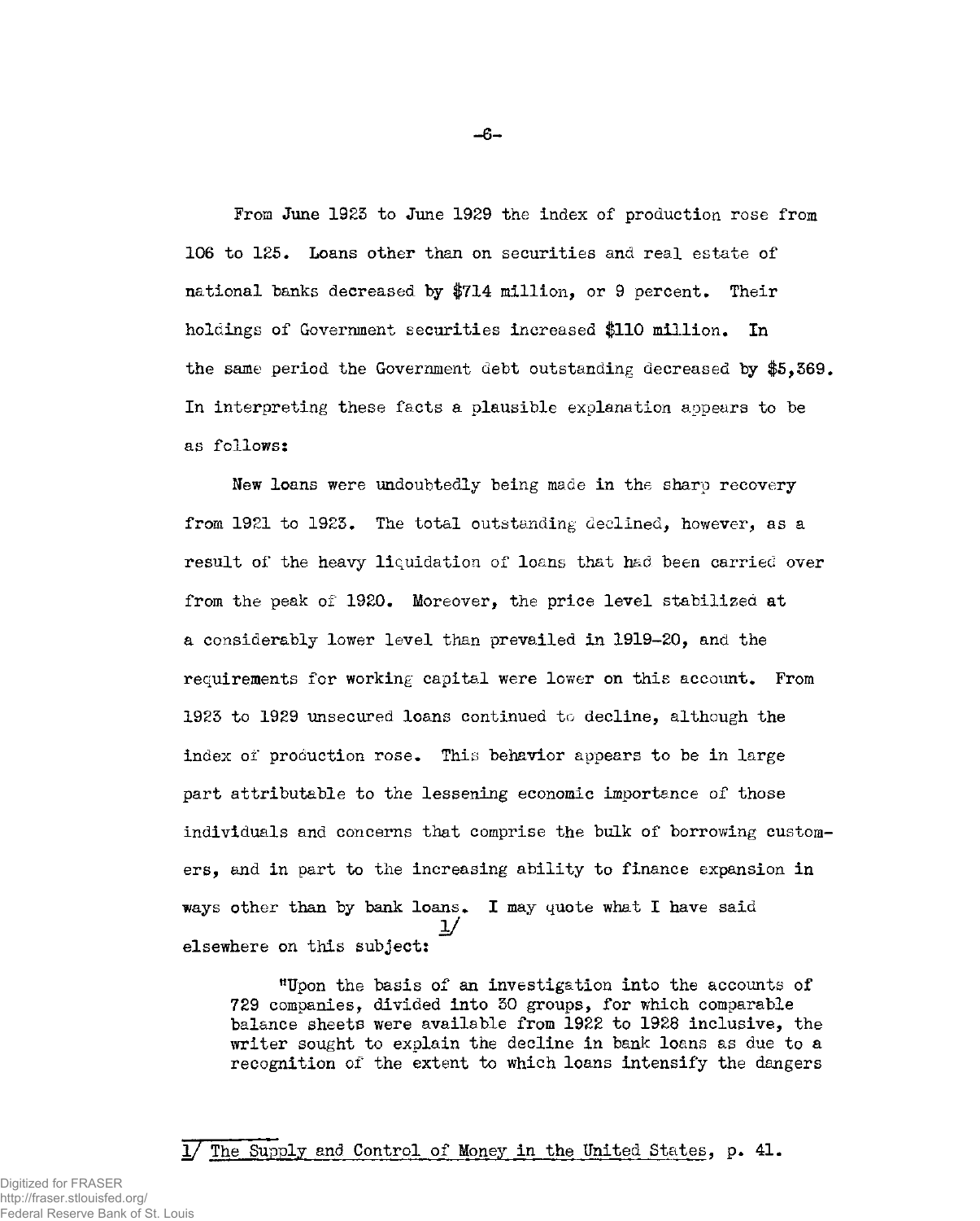From June 1923 to June 1929 the index of production rose from 106 to 125. Loans other than on securities and real estate of national banks decreased by $714 million, or 9 percent. Their holdings of Government securities increased $110 million. In the same period the Government debt outstanding decreased by $5,369. In interpreting these facts a plausible explanation appears to be as follows:

New loans were undoubtedly being made in the sharp recovery from 1921 to 1923. The total outstanding declined, however, as a result of the heavy liquidation of loans that had been carried over from the peak of 1920. Moreover, the price level stabilized at a considerably lower level than prevailed in 1919-20, and the requirements for working capital were lower on this account. From 1923 to 1929 unsecured loans continued to decline, although the index of production rose. This behavior appears to be in large part attributable to the lessening economic importance of those individuals and concerns that comprise the bulk of borrowing customers, and in part to the increasing ability to finance expansion in ways other than by bank loans. I may quote what I have said elsewhere on this subject:[1]

> "Upon the basis of an investigation into the accounts of 729 companies, divided into 30 groups, for which comparable balance sheets were available from 1922 to 1928 inclusive, the writer sought to explain the decline in bank loans as due to a recognition of the extent to which loans intensify the dangers

[1] The Supply and Control of Money in the United States, p. 41.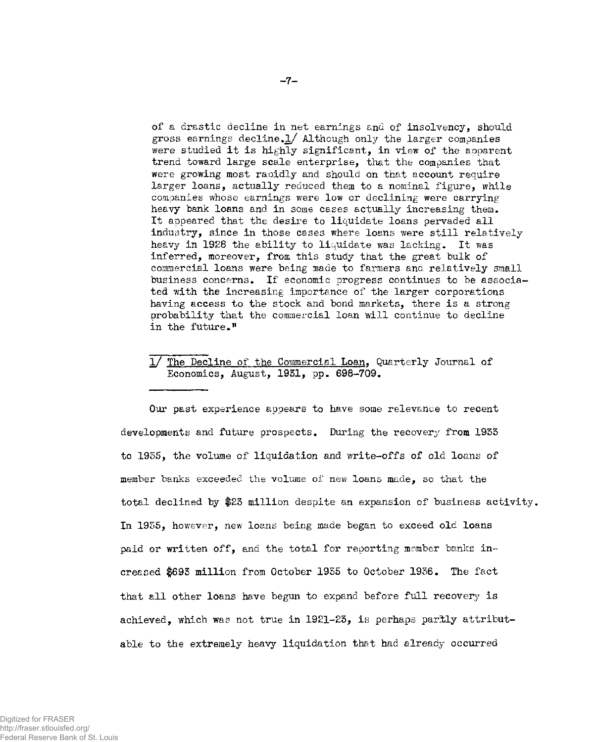of a drastic decline in net earnings and of insolvency, should gross earnings decline.[1] Although only the larger companies were studied it is highly significant, in view of the apparent trend toward large scale enterprise, that the companies that were growing most rapidly and should on that account require larger loans, actually reduced them to a nominal figure, while companies whose earnings were low or declining were carrying heavy bank loans and in some cases actually increasing them. It appeared that the desire to liquidate loans pervaded all industry, since in those cases where loans were still relatively heavy in 1928 the ability to liquidate was lacking. It was inferred, moreover, from this study that the great bulk of commercial loans were being made to farmers and relatively small business concerns. If economic progress continues to be associated with the increasing importance of the larger corporations having access to the stock and bond markets, there is a strong probability that the commercial loan will continue to decline in the future."

1/ The Decline of the Commercial Loan, Quarterly Journal of Economics, August, 1931, pp. 698-709.

Our past experience appears to have some relevance to recent developments and future prospects. During the recovery from 1933 to 1935, the volume of liquidation and write-offs of old loans of member banks exceeded the volume of new loans made, so that the total declined by $23 million despite an expansion of business activity. In 1935, however, new loans being made began to exceed old loans paid or written off, and the total for reporting member banks increased $693 million from October 1935 to October 1936. The fact that all other loans have begun to expand before full recovery is achieved, which was not true in 1921-23, is perhaps partly attributable to the extremely heavy liquidation that had already occurred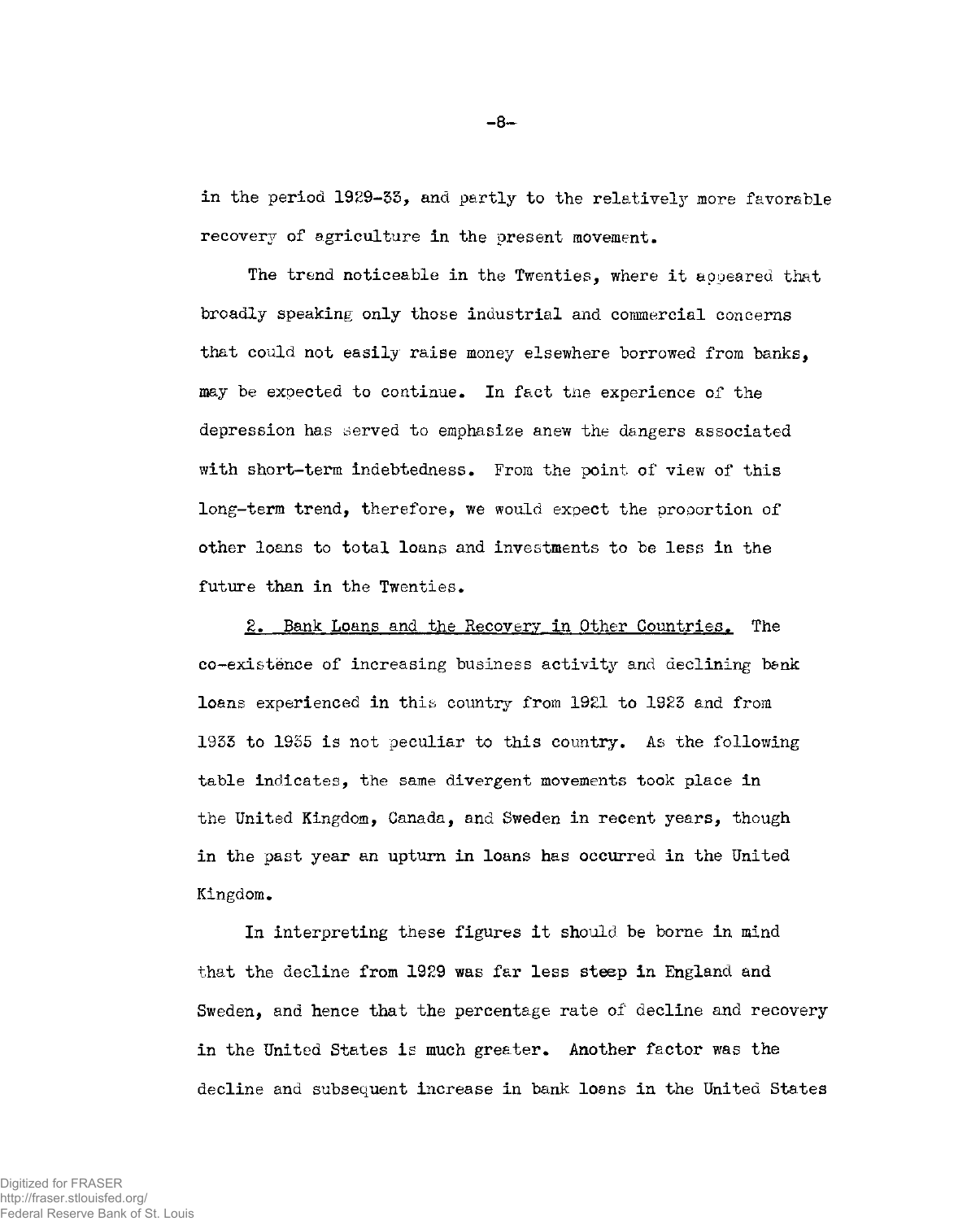in the period 1929-33, and partly to the relatively more favorable recovery of agriculture in the present movement.

The trend noticeable in the Twenties, where it appeared that broadly speaking only those industrial and commercial concerns that could not easily raise money elsewhere borrowed from banks, may be expected to continue. In fact the experience of the depression has served to emphasize anew the dangers associated with short-term indebtedness. From the point of view of this long-term trend, therefore, we would expect the proportion of other loans to total loans and investments to be less in the future than in the Twenties.

2. Bank Loans and the Recovery in Other Countries. The co-existence of increasing business activity and declining bank loans experienced in this country from 1921 to 1923 and from 1933 to 1935 is not peculiar to this country. As the following table indicates, the same divergent movements took place in the United Kingdom, Canada, and Sweden in recent years, though in the past year an upturn in loans has occurred in the United Kingdom.

In interpreting these figures it should be borne in mind that the decline from 1929 was far less steep in England and Sweden, and hence that the percentage rate of decline and recovery in the United States is much greater. Another factor was the decline and subsequent increase in bank loans in the United States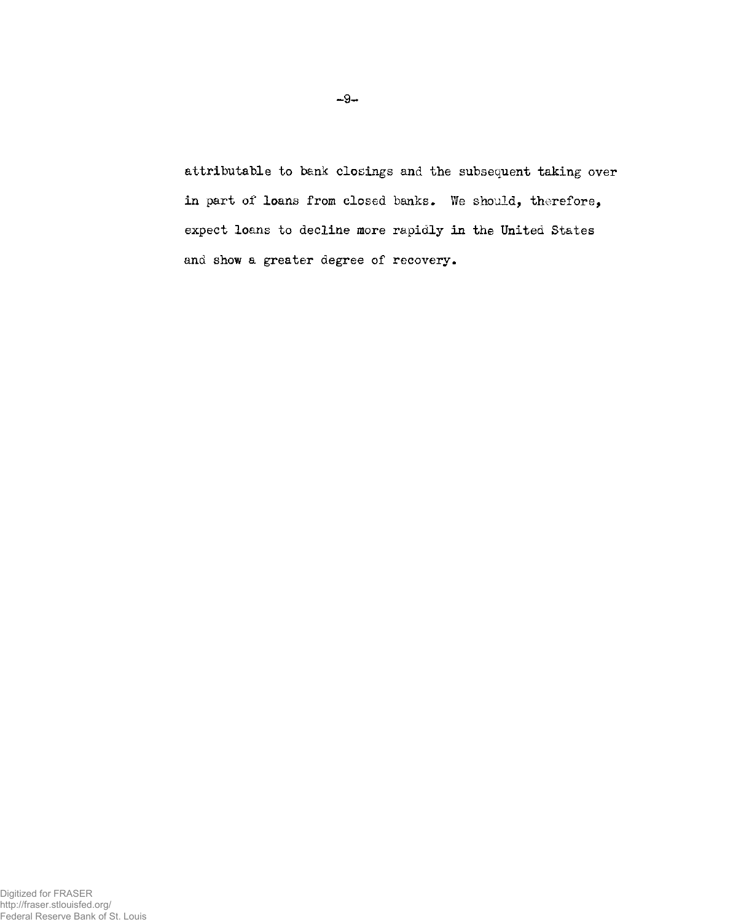attributable to bank closings and the subsequent taking over in part of loans from closed banks. We should, therefore, expect loans to decline more rapidly in the United States and show a greater degree of recovery.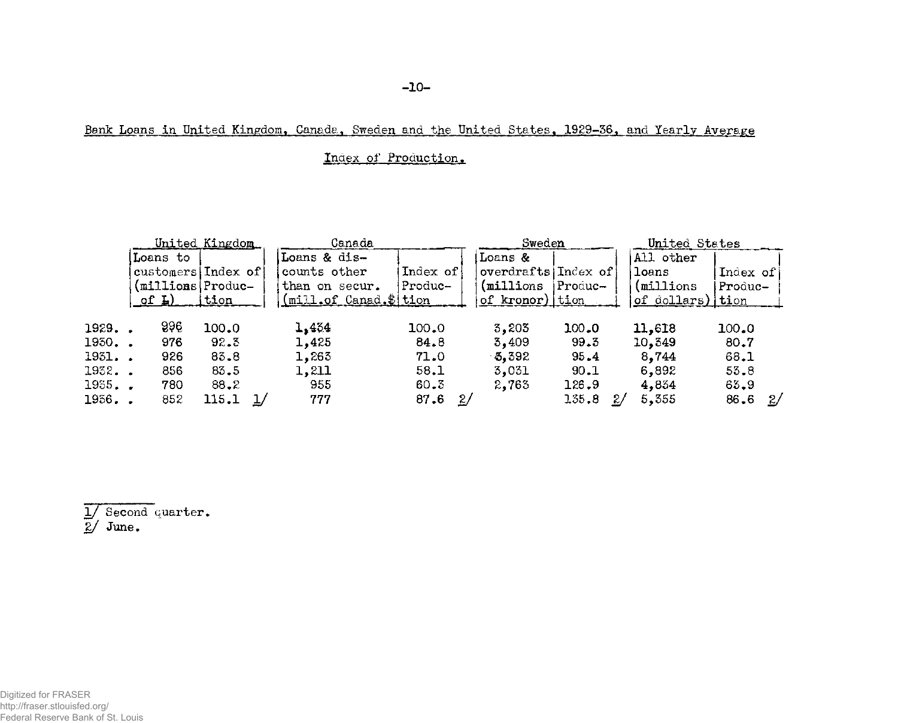Bank Loans in United Kingdom, Canada, Sweden and the United States, 1929-36, and Yearly Average Index of Production.

| | United Kingdom | | Canada | | Sweden | | United States | |
|---|---|---|---|---|---|---|---|---|
| | Loans to customers (millions of £) | Index of Production | Loans & discounts other than on secur. (mill. of Canad. $) | Index of Production | Loans & overdrafts (millions of kronor) | Index of Production | All other loans (millions of dollars) | Index of Production |
| 1929. . | 996 | 100.0 | 1,434 | 100.0 | 3,203 | 100.0 | 11,618 | 100.0 |
| 1930. . | 976 | 92.3 | 1,425 | 84.8 | 3,409 | 99.3 | 10,349 | 80.7 |
| 1931. . | 926 | 83.8 | 1,263 | 71.0 | 3,392 | 95.4 | 8,744 | 68.1 |
| 1932. . | 856 | 83.5 | 1,211 | 58.1 | 3,031 | 90.1 | 6,892 | 53.8 |
| 1935. . | 780 | 88.2 | 955 | 60.3 | 2,763 | 126.9 | 4,834 | 63.9 |
| 1936. . | 852 | 115.1 1/ | 777 | 87.6 2/ | | 135.8 2/ | 5,355 | 86.6 2/ |

1/ Second quarter.
2/ June.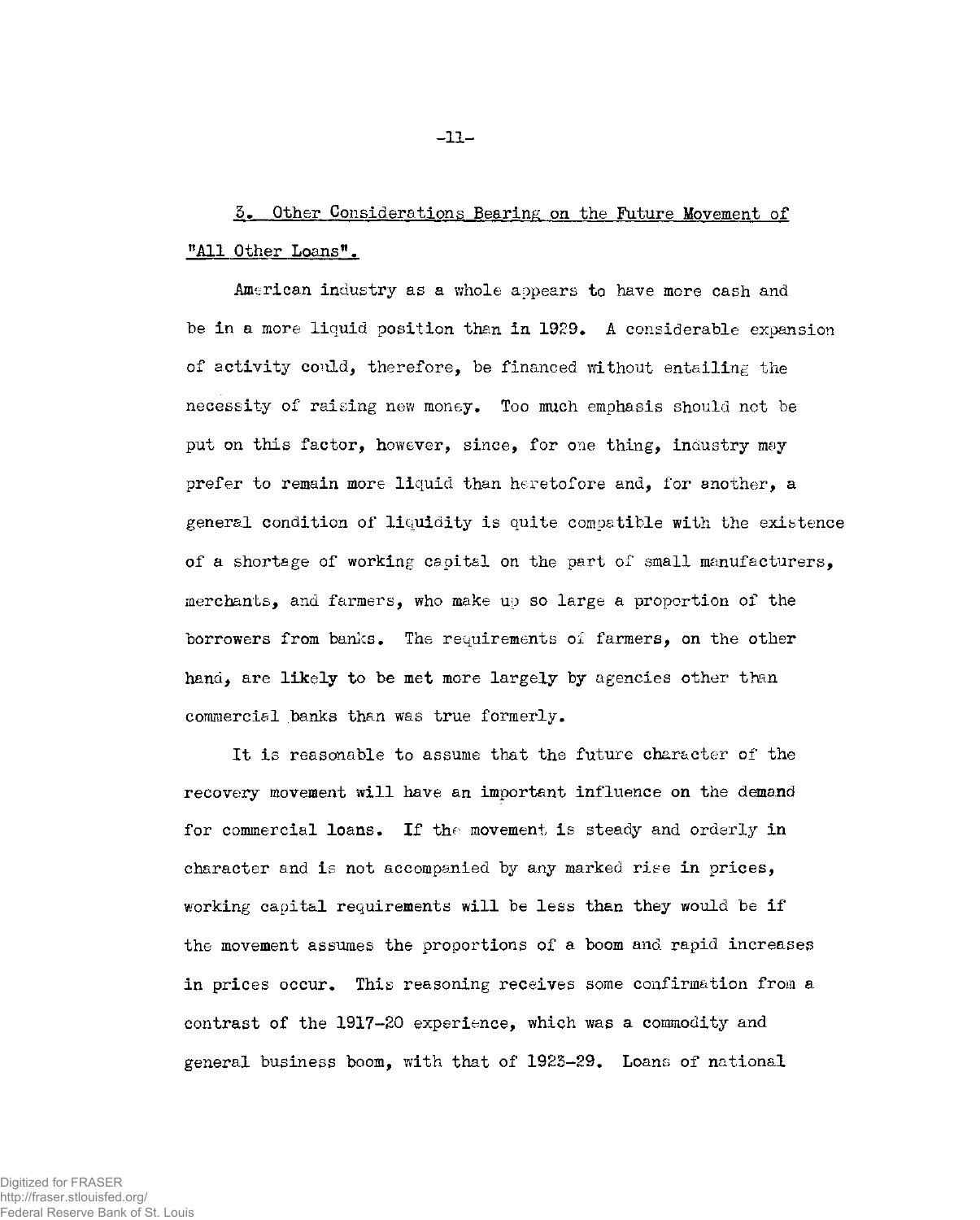3. Other Considerations Bearing on the Future Movement of "All Other Loans".

American industry as a whole appears to have more cash and be in a more liquid position than in 1929. A considerable expansion of activity could, therefore, be financed without entailing the necessity of raising new money. Too much emphasis should not be put on this factor, however, since, for one thing, industry may prefer to remain more liquid than heretofore and, for another, a general condition of liquidity is quite compatible with the existence of a shortage of working capital on the part of small manufacturers, merchants, and farmers, who make up so large a proportion of the borrowers from banks. The requirements of farmers, on the other hand, are likely to be met more largely by agencies other than commercial banks than was true formerly.

It is reasonable to assume that the future character of the recovery movement will have an important influence on the demand for commercial loans. If the movement is steady and orderly in character and is not accompanied by any marked rise in prices, working capital requirements will be less than they would be if the movement assumes the proportions of a boom and rapid increases in prices occur. This reasoning receives some confirmation from a contrast of the 1917-20 experience, which was a commodity and general business boom, with that of 1923-29. Loans of national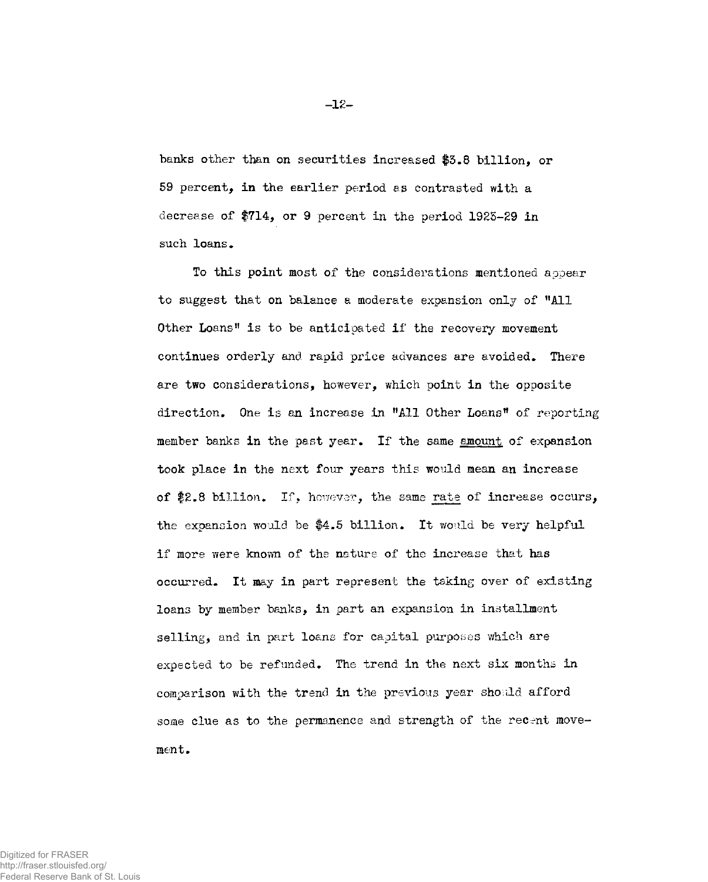banks other than on securities increased $3.8 billion, or 59 percent, in the earlier period as contrasted with a decrease of $714, or 9 percent in the period 1925-29 in such loans.

To this point most of the considerations mentioned appear to suggest that on balance a moderate expansion only of "All Other Loans" is to be anticipated if the recovery movement continues orderly and rapid price advances are avoided. There are two considerations, however, which point in the opposite direction. One is an increase in "All Other Loans" of reporting member banks in the past year. If the same amount of expansion took place in the next four years this would mean an increase of $2.8 billion. If, however, the same rate of increase occurs, the expansion would be $4.5 billion. It would be very helpful if more were known of the nature of the increase that has occurred. It may in part represent the taking over of existing loans by member banks, in part an expansion in installment selling, and in part loans for capital purposes which are expected to be refunded. The trend in the next six months in comparison with the trend in the previous year should afford some clue as to the permanence and strength of the recent movement.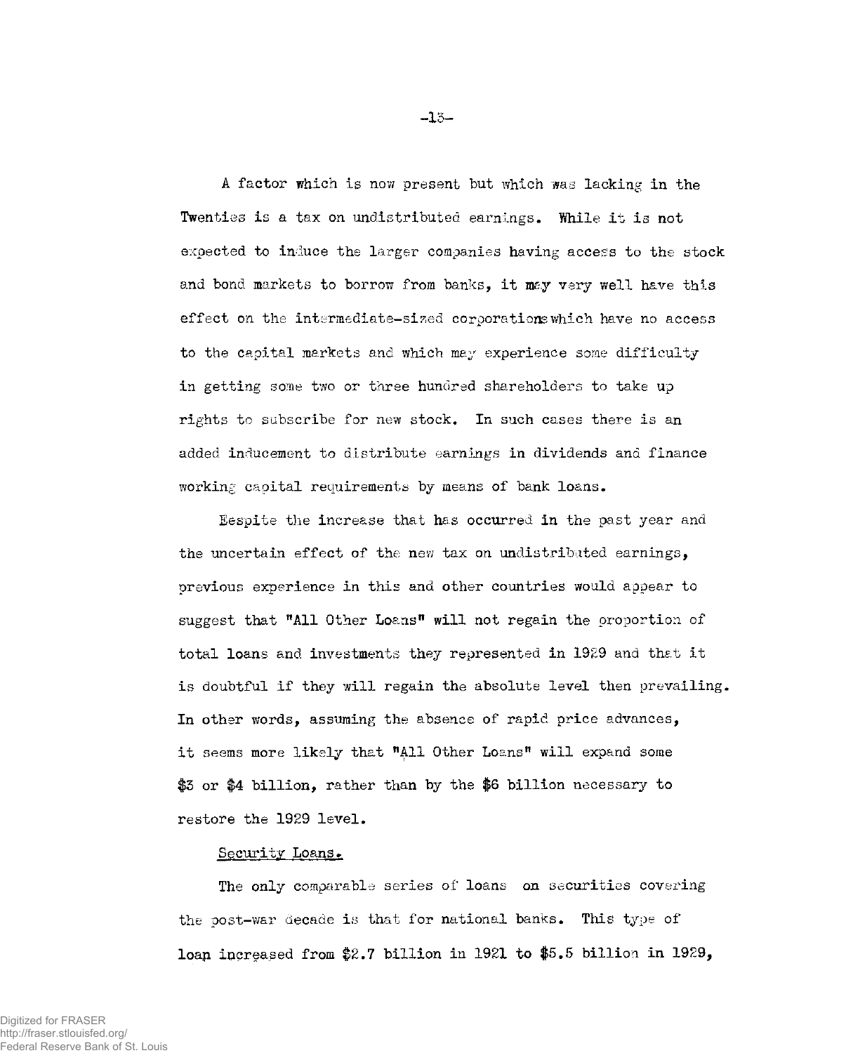A factor which is now present but which was lacking in the Twenties is a tax on undistributed earnings. While it is not expected to induce the larger companies having access to the stock and bond markets to borrow from banks, it may very well have this effect on the intermediate-sized corporations which have no access to the capital markets and which may experience some difficulty in getting some two or three hundred shareholders to take up rights to subscribe for new stock. In such cases there is an added inducement to distribute earnings in dividends and finance working capital requirements by means of bank loans.

Eespite the increase that has occurred in the past year and the uncertain effect of the new tax on undistributed earnings, previous experience in this and other countries would appear to suggest that "All Other Loans" will not regain the proportion of total loans and investments they represented in 1929 and that it is doubtful if they will regain the absolute level then prevailing. In other words, assuming the absence of rapid price advances, it seems more likely that "All Other Loans" will expand some $3 or $4 billion, rather than by the $6 billion necessary to restore the 1929 level.

Security Loans.

The only comparable series of loans on securities covering the post-war decade is that for national banks. This type of loan increased from $2.7 billion in 1921 to $5.5 billion in 1929,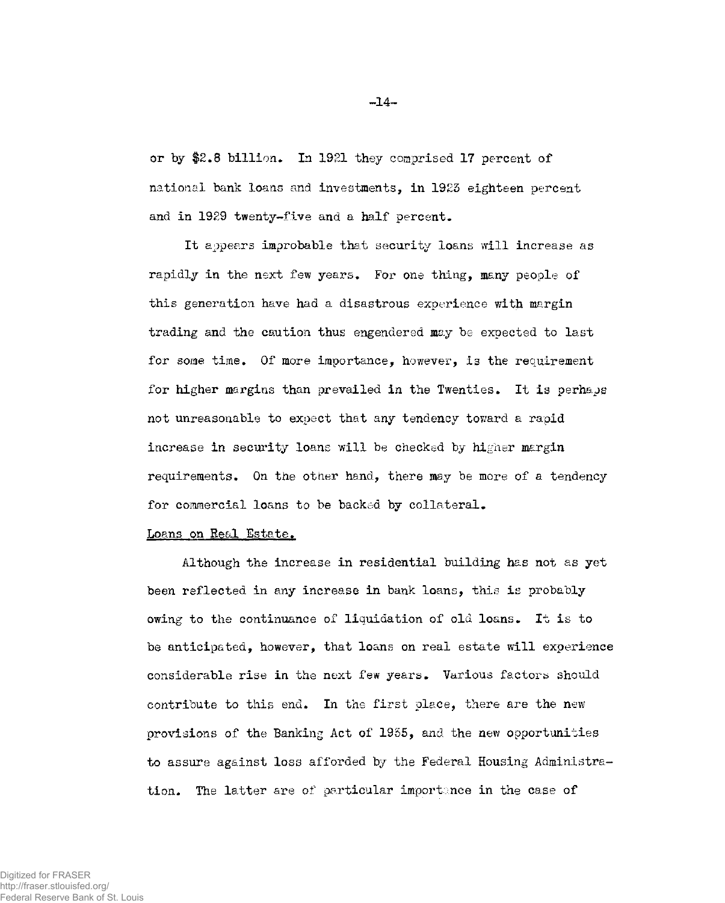or by $2.8 billion. In 1921 they comprised 17 percent of national bank loans and investments, in 1923 eighteen percent and in 1929 twenty-five and a half percent.

It appears improbable that security loans will increase as rapidly in the next few years. For one thing, many people of this generation have had a disastrous experience with margin trading and the caution thus engendered may be expected to last for some time. Of more importance, however, is the requirement for higher margins than prevailed in the Twenties. It is perhaps not unreasonable to expect that any tendency toward a rapid increase in security loans will be checked by higher margin requirements. On the other hand, there may be more of a tendency for commercial loans to be backed by collateral.

Loans on Real Estate.

Although the increase in residential building has not as yet been reflected in any increase in bank loans, this is probably owing to the continuance of liquidation of old loans. It is to be anticipated, however, that loans on real estate will experience considerable rise in the next few years. Various factors should contribute to this end. In the first place, there are the new provisions of the Banking Act of 1935, and the new opportunities to assure against loss afforded by the Federal Housing Administration. The latter are of particular importance in the case of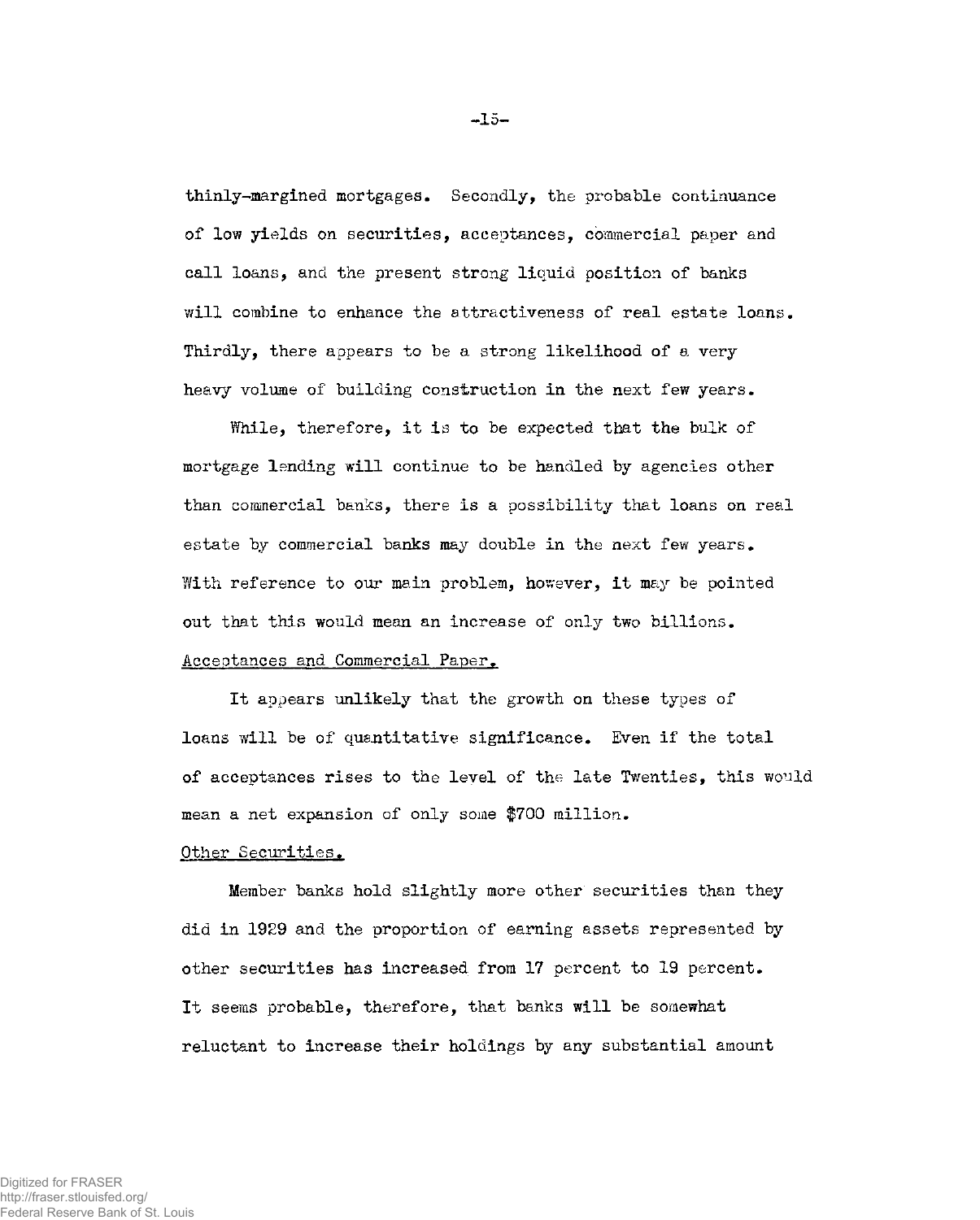thinly-margined mortgages. Secondly, the probable continuance of low yields on securities, acceptances, commercial paper and call loans, and the present strong liquid position of banks will combine to enhance the attractiveness of real estate loans. Thirdly, there appears to be a strong likelihood of a very heavy volume of building construction in the next few years.

While, therefore, it is to be expected that the bulk of mortgage lending will continue to be handled by agencies other than commercial banks, there is a possibility that loans on real estate by commercial banks may double in the next few years. With reference to our main problem, however, it may be pointed out that this would mean an increase of only two billions.

Acceptances and Commercial Paper.

It appears unlikely that the growth on these types of loans will be of quantitative significance. Even if the total of acceptances rises to the level of the late Twenties, this would mean a net expansion of only some $700 million.

Other Securities.

Member banks hold slightly more other securities than they did in 1929 and the proportion of earning assets represented by other securities has increased from 17 percent to 19 percent. It seems probable, therefore, that banks will be somewhat reluctant to increase their holdings by any substantial amount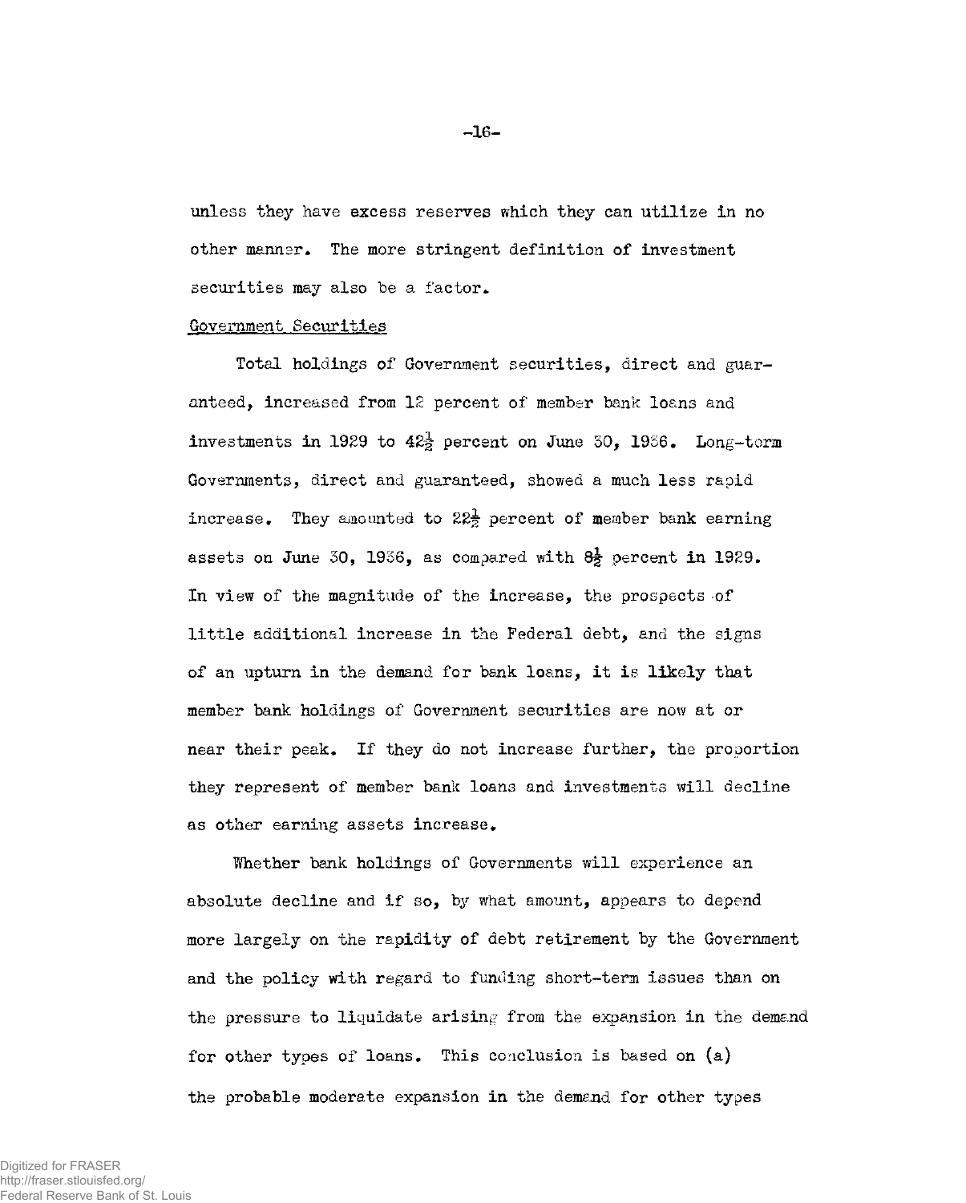unless they have excess reserves which they can utilize in no other manner. The more stringent definition of investment securities may also be a factor.

## Government Securities

Total holdings of Government securities, direct and guaranteed, increased from 12 percent of member bank loans and investments in 1929 to $42\frac{1}{2}$ percent on June 30, 1936. Long-term Governments, direct and guaranteed, showed a much less rapid increase. They amounted to $22\frac{1}{2}$ percent of member bank earning assets on June 30, 1936, as compared with $8\frac{1}{2}$ percent in 1929. In view of the magnitude of the increase, the prospects of little additional increase in the Federal debt, and the signs of an upturn in the demand for bank loans, it is likely that member bank holdings of Government securities are now at or near their peak. If they do not increase further, the proportion they represent of member bank loans and investments will decline as other earning assets increase.

Whether bank holdings of Governments will experience an absolute decline and if so, by what amount, appears to depend more largely on the rapidity of debt retirement by the Government and the policy with regard to funding short-term issues than on the pressure to liquidate arising from the expansion in the demand for other types of loans. This conclusion is based on (a) the probable moderate expansion in the demand for other types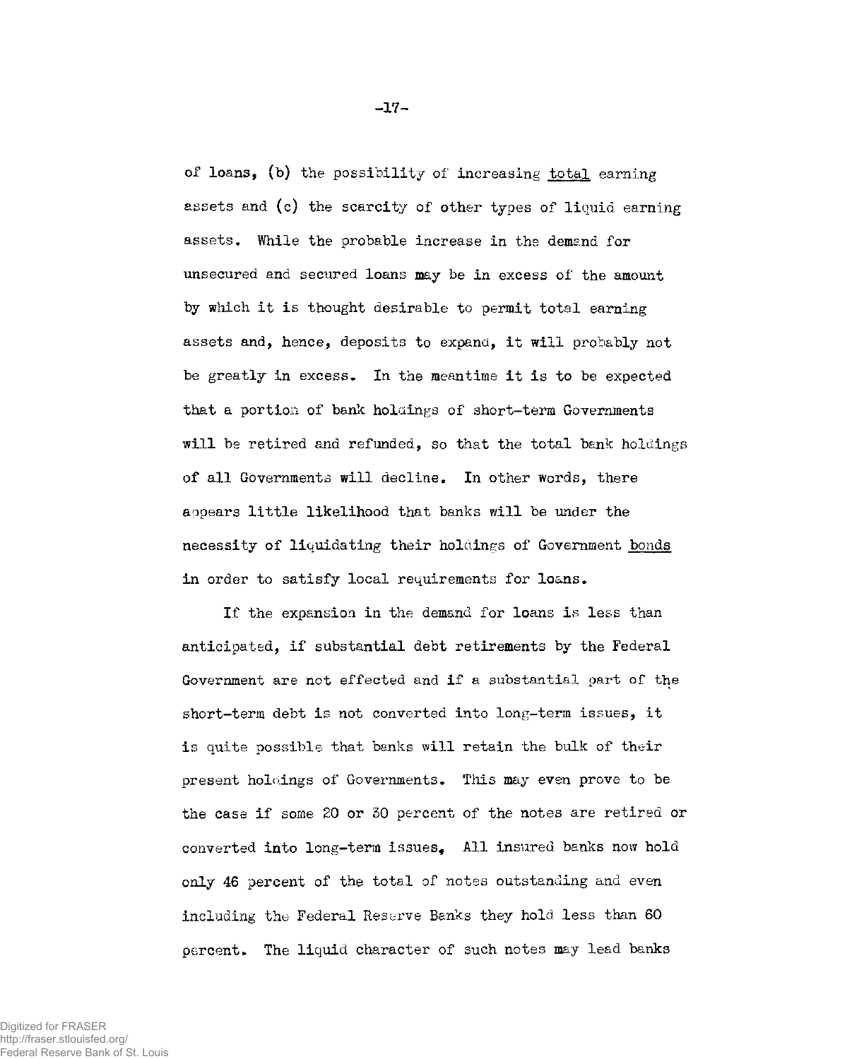of loans, (b) the possibility of increasing <u>total</u> earning assets and (c) the scarcity of other types of liquid earning assets. While the probable increase in the demand for unsecured and secured loans may be in excess of the amount by which it is thought desirable to permit total earning assets and, hence, deposits to expand, it will probably not be greatly in excess. In the meantime it is to be expected that a portion of bank holdings of short-term Governments will be retired and refunded, so that the total bank holdings of all Governments will decline. In other words, there appears little likelihood that banks will be under the necessity of liquidating their holdings of Government <u>bonds</u> in order to satisfy local requirements for loans.

If the expansion in the demand for loans is less than anticipated, if substantial debt retirements by the Federal Government are not effected and if a substantial part of the short-term debt is not converted into long-term issues, it is quite possible that banks will retain the bulk of their present holdings of Governments. This may even prove to be the case if some 20 or 30 percent of the notes are retired or converted into long-term issues. All insured banks now hold only 46 percent of the total of notes outstanding and even including the Federal Reserve Banks they hold less than 60 percent. The liquid character of such notes may lead banks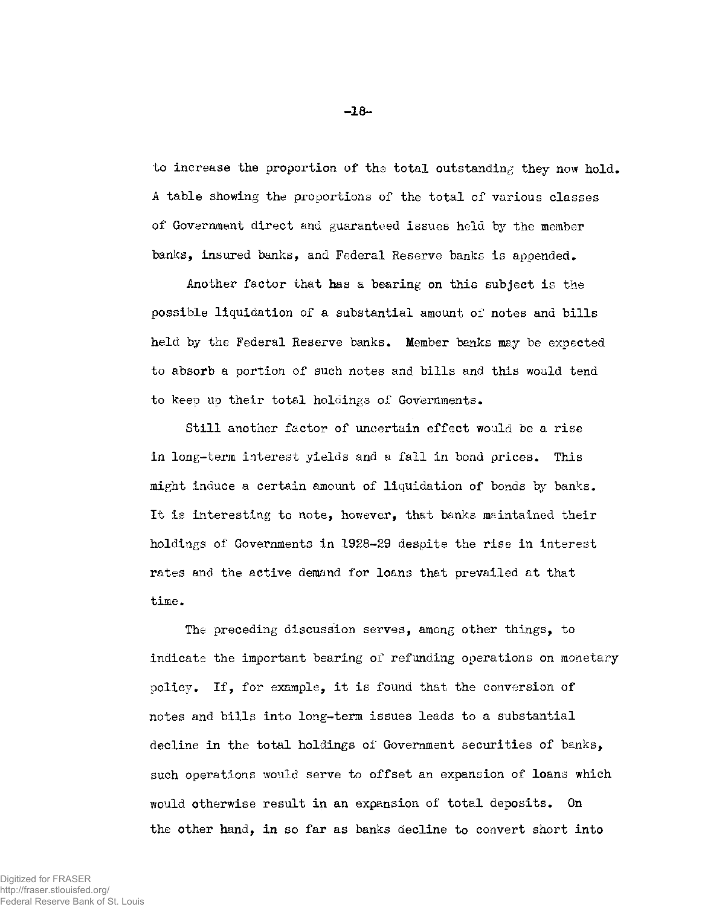to increase the proportion of the total outstanding they now hold. A table showing the proportions of the total of various classes of Government direct and guaranteed issues held by the member banks, insured banks, and Federal Reserve banks is appended.

Another factor that has a bearing on this subject is the possible liquidation of a substantial amount of notes and bills held by the Federal Reserve banks. Member banks may be expected to absorb a portion of such notes and bills and this would tend to keep up their total holdings of Governments.

Still another factor of uncertain effect would be a rise in long-term interest yields and a fall in bond prices. This might induce a certain amount of liquidation of bonds by banks. It is interesting to note, however, that banks maintained their holdings of Governments in 1928-29 despite the rise in interest rates and the active demand for loans that prevailed at that time.

The preceding discussion serves, among other things, to indicate the important bearing of refunding operations on monetary policy. If, for example, it is found that the conversion of notes and bills into long-term issues leads to a substantial decline in the total holdings of Government securities of banks, such operations would serve to offset an expansion of loans which would otherwise result in an expansion of total deposits. On the other hand, in so far as banks decline to convert short into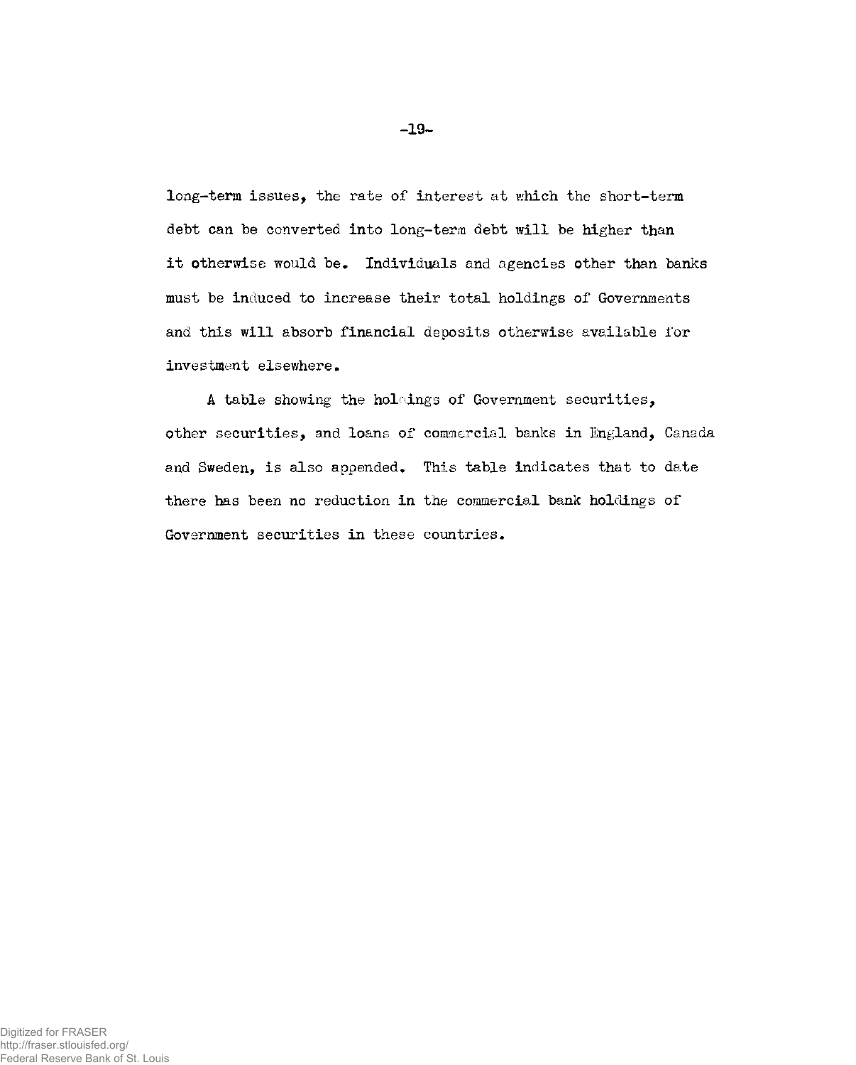long-term issues, the rate of interest at which the short-term debt can be converted into long-term debt will be higher than it otherwise would be. Individuals and agencies other than banks must be induced to increase their total holdings of Governments and this will absorb financial deposits otherwise available for investment elsewhere.

A table showing the holdings of Government securities, other securities, and loans of commercial banks in England, Canada and Sweden, is also appended. This table indicates that to date there has been no reduction in the commercial bank holdings of Government securities in these countries.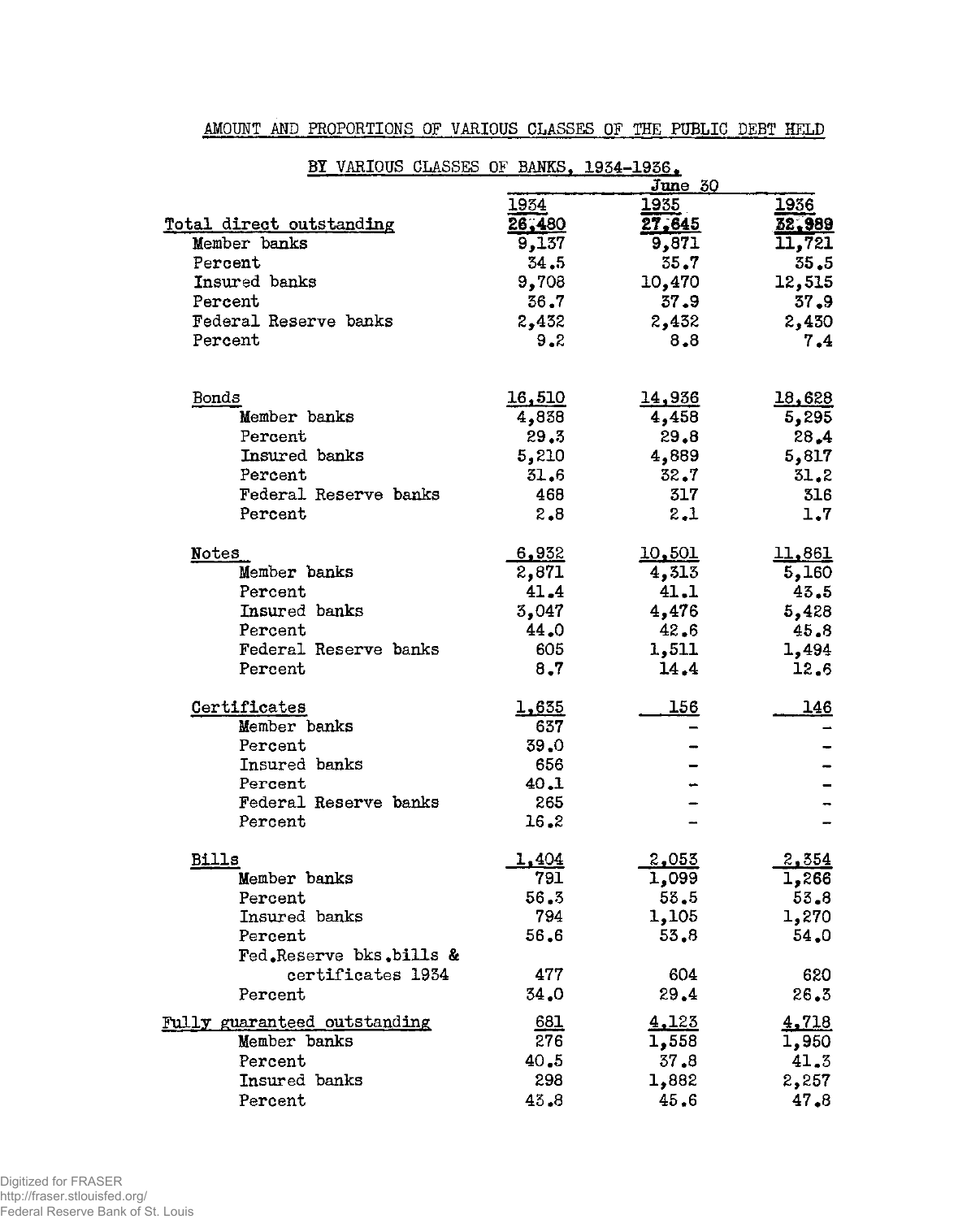## AMOUNT AND PROPORTIONS OF VARIOUS CLASSES OF THE PUBLIC DEBT HELD BY VARIOUS CLASSES OF BANKS, 1934-1936.

| | June 30 | | |
|---|---|---|---|
| | 1934 | 1935 | 1936 |
| Total direct outstanding | 26,480 | 27,645 | 32,989 |
| Member banks | 9,137 | 9,871 | 11,721 |
| Percent | 34.5 | 35.7 | 35.5 |
| Insured banks | 9,708 | 10,470 | 12,515 |
| Percent | 36.7 | 37.9 | 37.9 |
| Federal Reserve banks | 2,432 | 2,432 | 2,430 |
| Percent | 9.2 | 8.8 | 7.4 |
| | | | |
| Bonds | 16,510 | 14,936 | 18,628 |
| Member banks | 4,838 | 4,458 | 5,295 |
| Percent | 29.3 | 29.8 | 28.4 |
| Insured banks | 5,210 | 4,889 | 5,817 |
| Percent | 31.6 | 32.7 | 31.2 |
| Federal Reserve banks | 468 | 317 | 316 |
| Percent | 2.8 | 2.1 | 1.7 |
| | | | |
| Notes | 6,932 | 10,501 | 11,861 |
| Member banks | 2,871 | 4,313 | 5,160 |
| Percent | 41.4 | 41.1 | 43.5 |
| Insured banks | 3,047 | 4,476 | 5,428 |
| Percent | 44.0 | 42.6 | 45.8 |
| Federal Reserve banks | 605 | 1,511 | 1,494 |
| Percent | 8.7 | 14.4 | 12.6 |
| | | | |
| Certificates | 1,635 | 156 | 146 |
| Member banks | 637 | - | - |
| Percent | 39.0 | - | - |
| Insured banks | 656 | - | - |
| Percent | 40.1 | - | - |
| Federal Reserve banks | 265 | - | - |
| Percent | 16.2 | - | - |
| | | | |
| Bills | 1,404 | 2,053 | 2,354 |
| Member banks | 791 | 1,099 | 1,266 |
| Percent | 56.3 | 53.5 | 53.8 |
| Insured banks | 794 | 1,105 | 1,270 |
| Percent | 56.6 | 53.8 | 54.0 |
| Fed.Reserve bks.bills & certificates 1934 | 477 | 604 | 620 |
| Percent | 34.0 | 29.4 | 26.3 |
| | | | |
| Fully guaranteed outstanding | 681 | 4,123 | 4,718 |
| Member banks | 276 | 1,558 | 1,950 |
| Percent | 40.5 | 37.8 | 41.3 |
| Insured banks | 298 | 1,882 | 2,257 |
| Percent | 43.8 | 45.6 | 47.8 |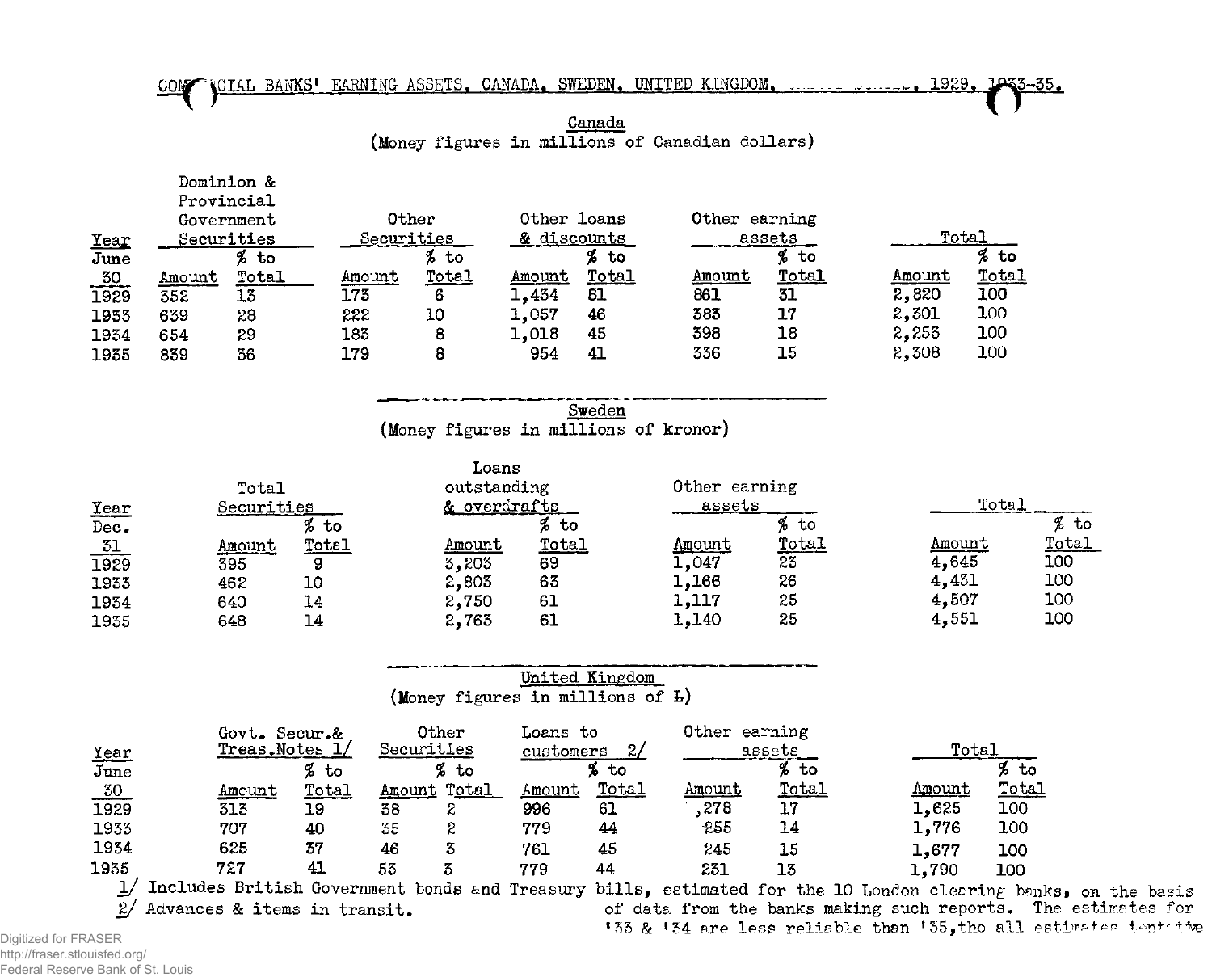COMMERCIAL BANKS' EARNING ASSETS, CANADA, SWEDEN, UNITED KINGDOM, ......., 1929, 1933-35.

## Canada

(Money figures in millions of Canadian dollars)

| Year June 30 | Dominion & Provincial Government Securities | | Other Securities | | Other loans & discounts | | Other earning assets | | Total | |
|---|---|---|---|---|---|---|---|---|---|---|
| | Amount | % to Total | Amount | % to Total | Amount | % to Total | Amount | % to Total | Amount | % to Total |
| 1929 | 352 | 13 | 173 | 6 | 1,434 | 51 | 861 | 31 | 2,820 | 100 |
| 1933 | 639 | 28 | 222 | 10 | 1,057 | 46 | 383 | 17 | 2,301 | 100 |
| 1934 | 654 | 29 | 183 | 8 | 1,018 | 45 | 398 | 18 | 2,253 | 100 |
| 1935 | 839 | 36 | 179 | 8 | 954 | 41 | 336 | 15 | 2,308 | 100 |

## Sweden

(Money figures in millions of kronor)

| Year Dec. 31 | Total Securities | | Loans outstanding & overdrafts | | Other earning assets | | Total | |
|---|---|---|---|---|---|---|---|---|
| | Amount | % to Total | Amount | % to Total | Amount | % to Total | Amount | % to Total |
| 1929 | 395 | 9 | 3,203 | 69 | 1,047 | 23 | 4,645 | 100 |
| 1933 | 462 | 10 | 2,803 | 63 | 1,166 | 26 | 4,431 | 100 |
| 1934 | 640 | 14 | 2,750 | 61 | 1,117 | 25 | 4,507 | 100 |
| 1935 | 648 | 14 | 2,763 | 61 | 1,140 | 25 | 4,551 | 100 |

## United Kingdom

(Money figures in millions of £)

| Year June 30 | Govt. Secur.& Treas.Notes 1/ | | Other Securities | | Loans to customers 2/ | | Other earning assets | | Total | |
|---|---|---|---|---|---|---|---|---|---|---|
| | Amount | % to Total | Amount | % to Total | Amount | % to Total | Amount | % to Total | Amount | % to Total |
| 1929 | 313 | 19 | 38 | 2 | 996 | 61 | 278 | 17 | 1,625 | 100 |
| 1933 | 707 | 40 | 35 | 2 | 779 | 44 | 255 | 14 | 1,776 | 100 |
| 1934 | 625 | 37 | 46 | 3 | 761 | 45 | 245 | 15 | 1,677 | 100 |
| 1935 | 727 | 41 | 53 | 3 | 779 | 44 | 231 | 13 | 1,790 | 100 |

1/ Includes British Government bonds and Treasury bills, estimated for the 10 London clearing banks, on the basis of data from the banks making such reports. The estimates for '33 & '34 are less reliable than '35, tho all estimates tentative.

2/ Advances & items in transit.